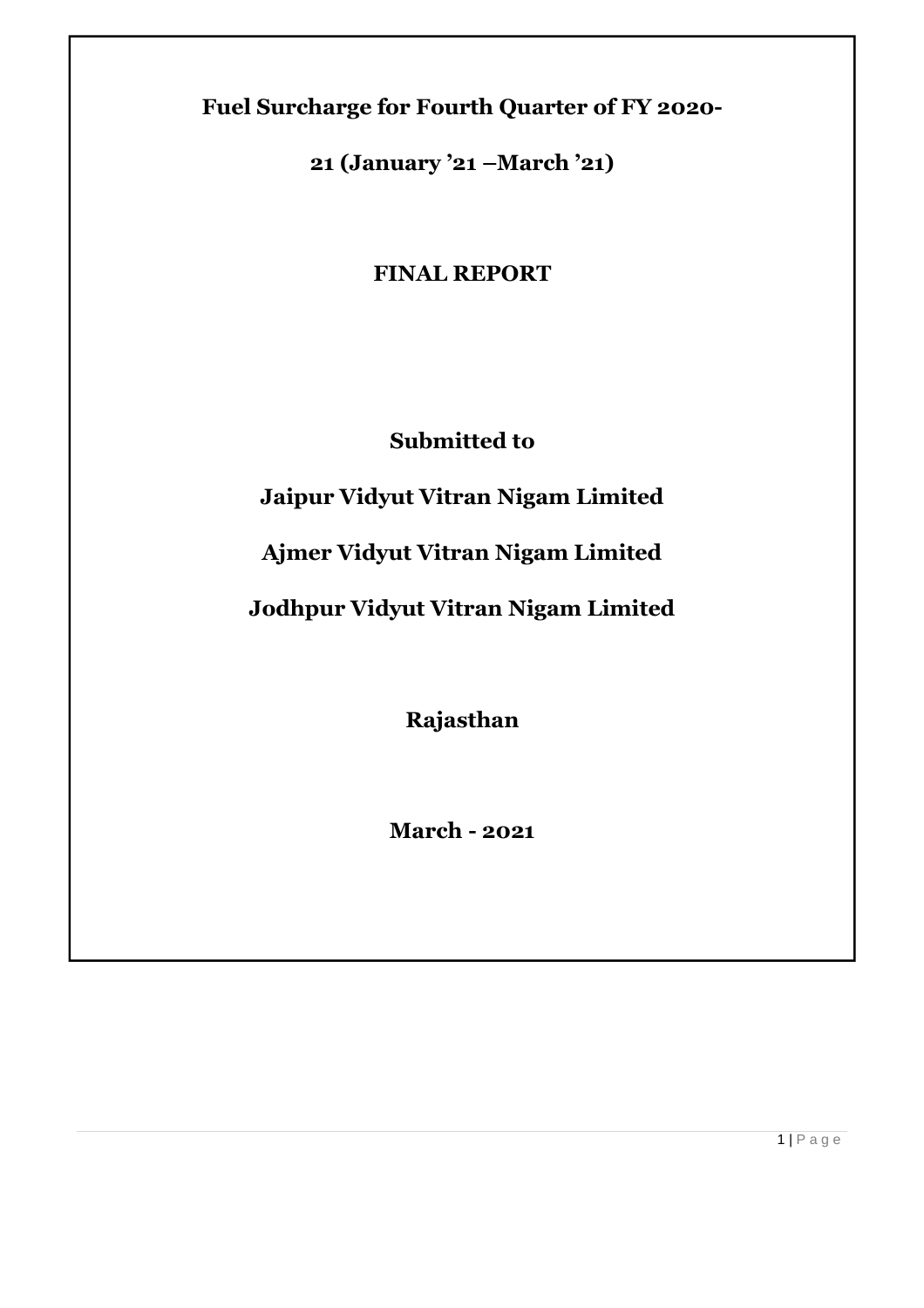# Fuel Surcharge for Fourth Quarter of FY 2020-21 (January '21 –March '21)

## FINAL REPORT

**Submitted to**

**Jaipur Vidyut Vitran Nigam Limited**

**Ajmer Vidyut Vitran Nigam Limited**

**Jodhpur Vidyut Vitran Nigam Limited**

**Rajasthan**

**March - 2021**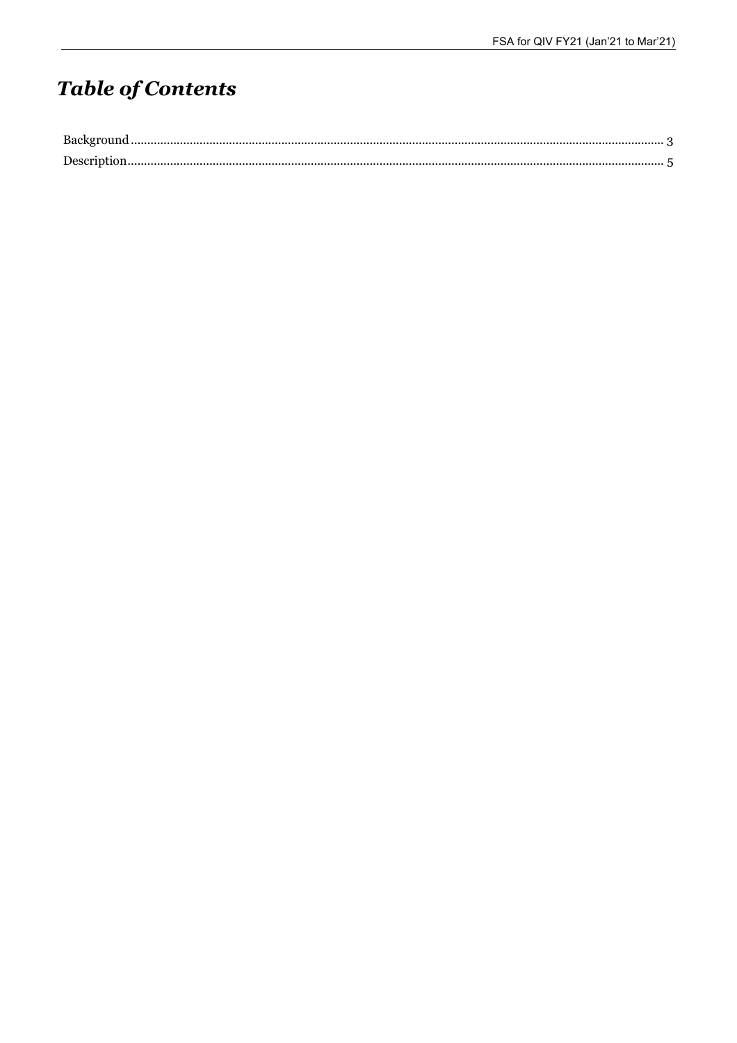# *Table of Contents*

Background ........................................................................................................................ 3

Description ........................................................................................................................ 5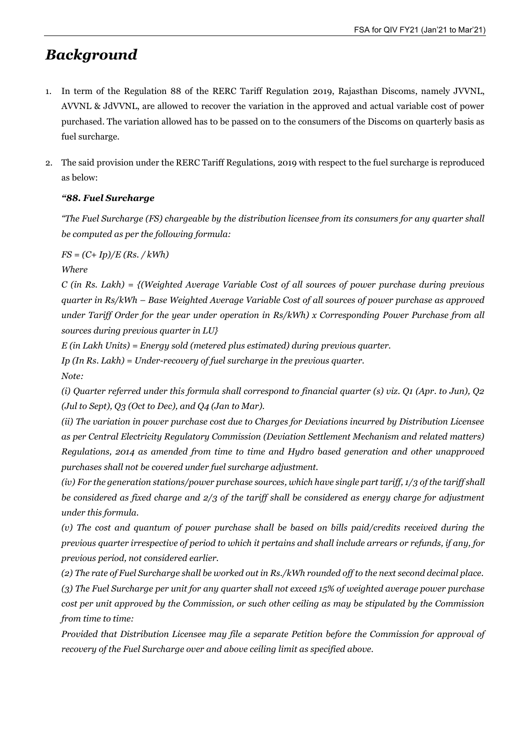# *Background*

1. In term of the Regulation 88 of the RERC Tariff Regulation 2019, Rajasthan Discoms, namely JVVNL, AVVNL & JdVVNL, are allowed to recover the variation in the approved and actual variable cost of power purchased. The variation allowed has to be passed on to the consumers of the Discoms on quarterly basis as fuel surcharge.

2. The said provision under the RERC Tariff Regulations, 2019 with respect to the fuel surcharge is reproduced as below:

   ***"88. Fuel Surcharge***

   *"The Fuel Surcharge (FS) chargeable by the distribution licensee from its consumers for any quarter shall be computed as per the following formula:*

   *FS = (C+ Ip)/E (Rs. / kWh)*

   *Where*

   *C (in Rs. Lakh) = {(Weighted Average Variable Cost of all sources of power purchase during previous quarter in Rs/kWh – Base Weighted Average Variable Cost of all sources of power purchase as approved under Tariff Order for the year under operation in Rs/kWh) x Corresponding Power Purchase from all sources during previous quarter in LU}*

   *E (in Lakh Units) = Energy sold (metered plus estimated) during previous quarter.*

   *Ip (In Rs. Lakh) = Under-recovery of fuel surcharge in the previous quarter.*

   *Note:*

   *(i) Quarter referred under this formula shall correspond to financial quarter (s) viz. Q1 (Apr. to Jun), Q2 (Jul to Sept), Q3 (Oct to Dec), and Q4 (Jan to Mar).*

   *(ii) The variation in power purchase cost due to Charges for Deviations incurred by Distribution Licensee as per Central Electricity Regulatory Commission (Deviation Settlement Mechanism and related matters) Regulations, 2014 as amended from time to time and Hydro based generation and other unapproved purchases shall not be covered under fuel surcharge adjustment.*

   *(iv) For the generation stations/power purchase sources, which have single part tariff, 1/3 of the tariff shall be considered as fixed charge and 2/3 of the tariff shall be considered as energy charge for adjustment under this formula.*

   *(v) The cost and quantum of power purchase shall be based on bills paid/credits received during the previous quarter irrespective of period to which it pertains and shall include arrears or refunds, if any, for previous period, not considered earlier.*

   *(2) The rate of Fuel Surcharge shall be worked out in Rs./kWh rounded off to the next second decimal place.*

   *(3) The Fuel Surcharge per unit for any quarter shall not exceed 15% of weighted average power purchase cost per unit approved by the Commission, or such other ceiling as may be stipulated by the Commission from time to time:*

   *Provided that Distribution Licensee may file a separate Petition before the Commission for approval of recovery of the Fuel Surcharge over and above ceiling limit as specified above.*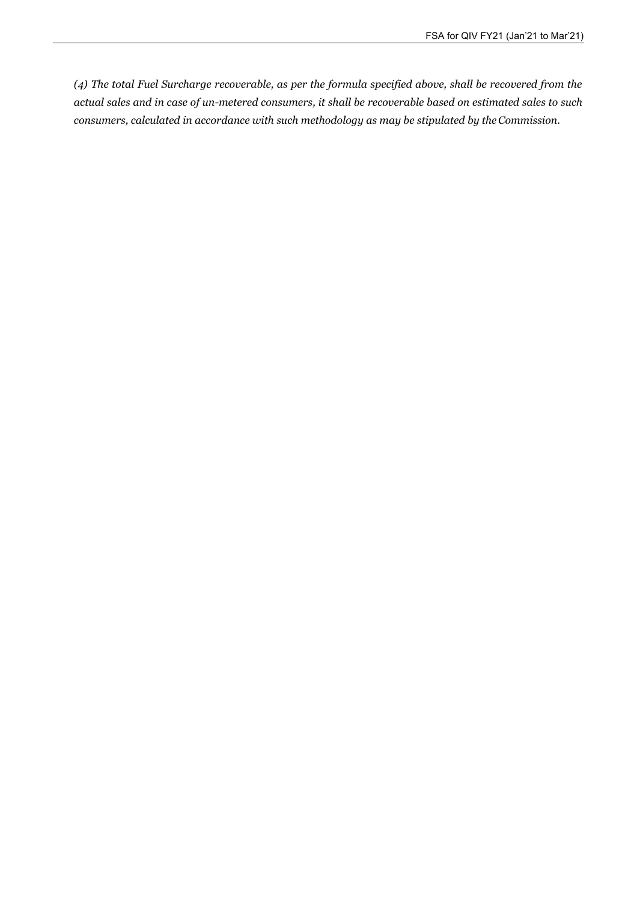*(4) The total Fuel Surcharge recoverable, as per the formula specified above, shall be recovered from the actual sales and in case of un-metered consumers, it shall be recoverable based on estimated sales to such consumers, calculated in accordance with such methodology as may be stipulated by the Commission.*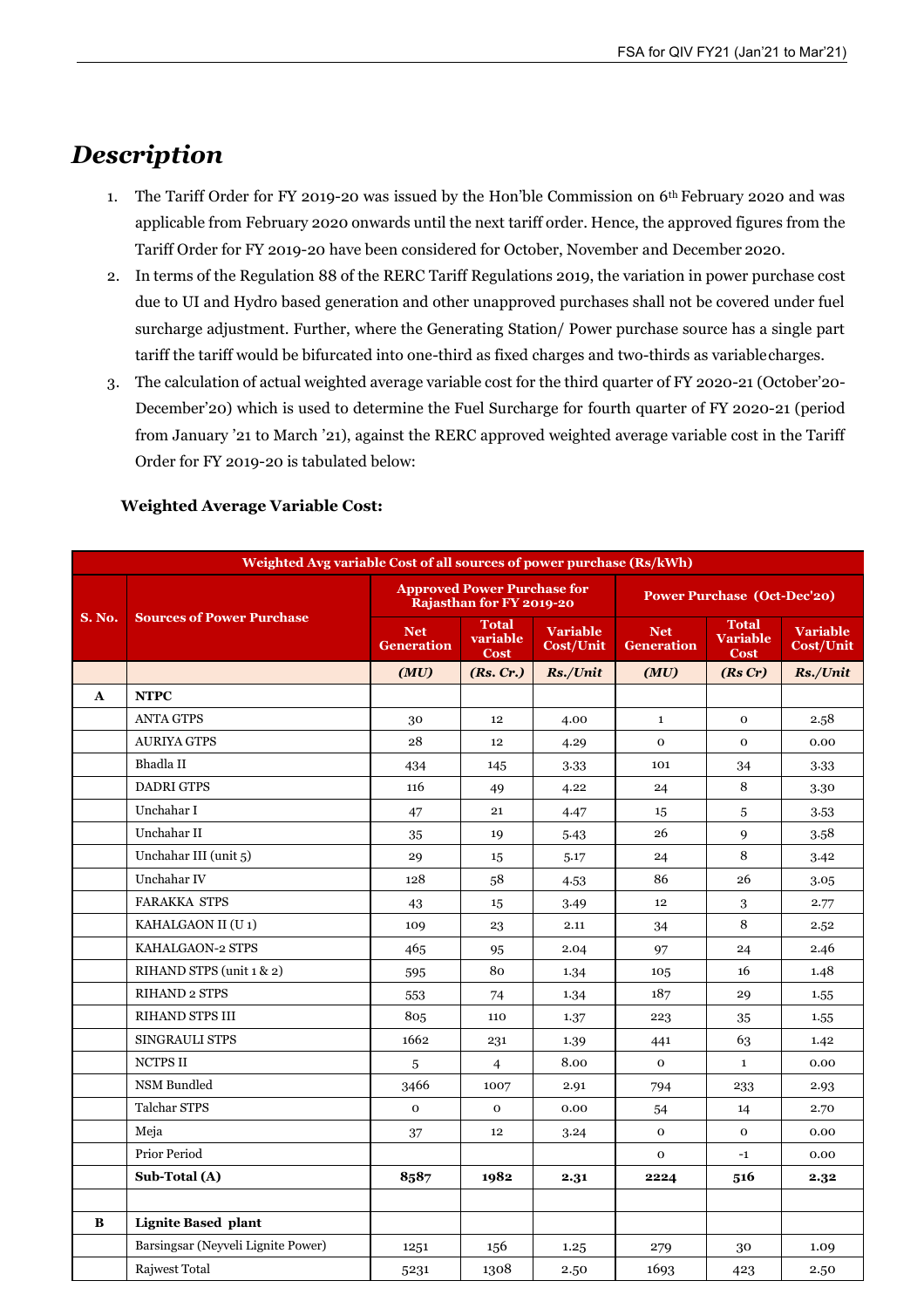# *Description*

1. The Tariff Order for FY 2019-20 was issued by the Hon'ble Commission on 6th February 2020 and was applicable from February 2020 onwards until the next tariff order. Hence, the approved figures from the Tariff Order for FY 2019-20 have been considered for October, November and December 2020.
2. In terms of the Regulation 88 of the RERC Tariff Regulations 2019, the variation in power purchase cost due to UI and Hydro based generation and other unapproved purchases shall not be covered under fuel surcharge adjustment. Further, where the Generating Station/ Power purchase source has a single part tariff the tariff would be bifurcated into one-third as fixed charges and two-thirds as variable charges.
3. The calculation of actual weighted average variable cost for the third quarter of FY 2020-21 (October'20-December'20) which is used to determine the Fuel Surcharge for fourth quarter of FY 2020-21 (period from January '21 to March '21), against the RERC approved weighted average variable cost in the Tariff Order for FY 2019-20 is tabulated below:

**Weighted Average Variable Cost:**

| Weighted Avg variable Cost of all sources of power purchase (Rs/kWh) | | | | | | | |
|---|---|---|---|---|---|---|---|
| **S. No.** | **Sources of Power Purchase** | **Approved Power Purchase for Rajasthan for FY 2019-20** | | | **Power Purchase (Oct-Dec'20)** | | |
| | | **Net Generation** | **Total variable Cost** | **Variable Cost/Unit** | **Net Generation** | **Total Variable Cost** | **Variable Cost/Unit** |
| | | ***(MU)*** | ***(Rs. Cr.)*** | ***Rs./Unit*** | ***(MU)*** | ***(Rs Cr)*** | ***Rs./Unit*** |
| **A** | **NTPC** | | | | | | |
| | ANTA GTPS | 30 | 12 | 4.00 | 1 | 0 | 2.58 |
| | AURIYA GTPS | 28 | 12 | 4.29 | 0 | 0 | 0.00 |
| | Bhadla II | 434 | 145 | 3.33 | 101 | 34 | 3.33 |
| | DADRI GTPS | 116 | 49 | 4.22 | 24 | 8 | 3.30 |
| | Unchahar I | 47 | 21 | 4.47 | 15 | 5 | 3.53 |
| | Unchahar II | 35 | 19 | 5.43 | 26 | 9 | 3.58 |
| | Unchahar III (unit 5) | 29 | 15 | 5.17 | 24 | 8 | 3.42 |
| | Unchahar IV | 128 | 58 | 4.53 | 86 | 26 | 3.05 |
| | FARAKKA STPS | 43 | 15 | 3.49 | 12 | 3 | 2.77 |
| | KAHALGAON II (U 1) | 109 | 23 | 2.11 | 34 | 8 | 2.52 |
| | KAHALGAON-2 STPS | 465 | 95 | 2.04 | 97 | 24 | 2.46 |
| | RIHAND STPS (unit 1 & 2) | 595 | 80 | 1.34 | 105 | 16 | 1.48 |
| | RIHAND 2 STPS | 553 | 74 | 1.34 | 187 | 29 | 1.55 |
| | RIHAND STPS III | 805 | 110 | 1.37 | 223 | 35 | 1.55 |
| | SINGRAULI STPS | 1662 | 231 | 1.39 | 441 | 63 | 1.42 |
| | NCTPS II | 5 | 4 | 8.00 | 0 | 1 | 0.00 |
| | NSM Bundled | 3466 | 1007 | 2.91 | 794 | 233 | 2.93 |
| | Talchar STPS | 0 | 0 | 0.00 | 54 | 14 | 2.70 |
| | Meja | 37 | 12 | 3.24 | 0 | 0 | 0.00 |
| | Prior Period | | | | 0 | -1 | 0.00 |
| | **Sub-Total (A)** | **8587** | **1982** | **2.31** | **2224** | **516** | **2.32** |
| | | | | | | | |
| **B** | **Lignite Based plant** | | | | | | |
| | Barsingsar (Neyveli Lignite Power) | 1251 | 156 | 1.25 | 279 | 30 | 1.09 |
| | Rajwest Total | 5231 | 1308 | 2.50 | 1693 | 423 | 2.50 |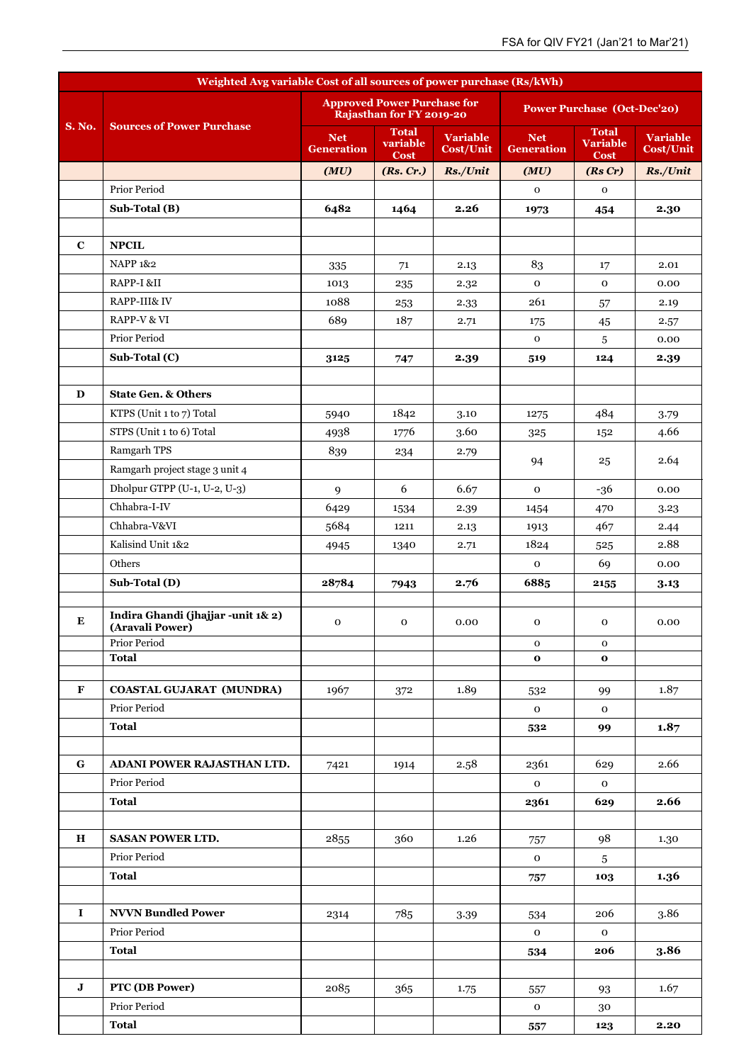| Weighted Avg variable Cost of all sources of power purchase (Rs/kWh) | | | | | | | |
|---|---|---|---|---|---|---|---|
| **S. No.** | **Sources of Power Purchase** | **Approved Power Purchase for Rajasthan for FY 2019-20** | | | **Power Purchase (Oct-Dec'20)** | | |
| | | **Net Generation** | **Total variable Cost** | **Variable Cost/Unit** | **Net Generation** | **Total Variable Cost** | **Variable Cost/Unit** |
| | | *(MU)* | *(Rs. Cr.)* | *Rs./Unit* | *(MU)* | *(Rs Cr)* | *Rs./Unit* |
| | Prior Period | | | | 0 | 0 | |
| | **Sub-Total (B)** | **6482** | **1464** | **2.26** | **1973** | **454** | **2.30** |
| | | | | | | | |
| **C** | **NPCIL** | | | | | | |
| | NAPP 1&2 | 335 | 71 | 2.13 | 83 | 17 | 2.01 |
| | RAPP-I &II | 1013 | 235 | 2.32 | 0 | 0 | 0.00 |
| | RAPP-III& IV | 1088 | 253 | 2.33 | 261 | 57 | 2.19 |
| | RAPP-V & VI | 689 | 187 | 2.71 | 175 | 45 | 2.57 |
| | Prior Period | | | | 0 | 5 | 0.00 |
| | **Sub-Total (C)** | **3125** | **747** | **2.39** | **519** | **124** | **2.39** |
| | | | | | | | |
| **D** | **State Gen. & Others** | | | | | | |
| | KTPS (Unit 1 to 7) Total | 5940 | 1842 | 3.10 | 1275 | 484 | 3.79 |
| | STPS (Unit 1 to 6) Total | 4938 | 1776 | 3.60 | 325 | 152 | 4.66 |
| | Ramgarh TPS | 839 | 234 | 2.79 | 94 | 25 | 2.64 |
| | Ramgarh project stage 3 unit 4 | | | | | | |
| | Dholpur GTPP (U-1, U-2, U-3) | 9 | 6 | 6.67 | 0 | -36 | 0.00 |
| | Chhabra-I-IV | 6429 | 1534 | 2.39 | 1454 | 470 | 3.23 |
| | Chhabra-V&VI | 5684 | 1211 | 2.13 | 1913 | 467 | 2.44 |
| | Kalisind Unit 1&2 | 4945 | 1340 | 2.71 | 1824 | 525 | 2.88 |
| | Others | | | | 0 | 69 | 0.00 |
| | **Sub-Total (D)** | **28784** | **7943** | **2.76** | **6885** | **2155** | **3.13** |
| | | | | | | | |
| **E** | **Indira Ghandi (jhajjar -unit 1& 2) (Aravali Power)** | 0 | 0 | 0.00 | 0 | 0 | 0.00 |
| | Prior Period | | | | 0 | 0 | |
| | **Total** | | | | **0** | **0** | |
| | | | | | | | |
| **F** | **COASTAL GUJARAT (MUNDRA)** | 1967 | 372 | 1.89 | 532 | 99 | 1.87 |
| | Prior Period | | | | 0 | 0 | |
| | **Total** | | | | **532** | **99** | **1.87** |
| | | | | | | | |
| **G** | **ADANI POWER RAJASTHAN LTD.** | 7421 | 1914 | 2.58 | 2361 | 629 | 2.66 |
| | Prior Period | | | | 0 | 0 | |
| | **Total** | | | | **2361** | **629** | **2.66** |
| | | | | | | | |
| **H** | **SASAN POWER LTD.** | 2855 | 360 | 1.26 | 757 | 98 | 1.30 |
| | Prior Period | | | | 0 | 5 | |
| | **Total** | | | | **757** | **103** | **1.36** |
| | | | | | | | |
| **I** | **NVVN Bundled Power** | 2314 | 785 | 3.39 | 534 | 206 | 3.86 |
| | Prior Period | | | | 0 | 0 | |
| | **Total** | | | | **534** | **206** | **3.86** |
| | | | | | | | |
| **J** | **PTC (DB Power)** | 2085 | 365 | 1.75 | 557 | 93 | 1.67 |
| | Prior Period | | | | 0 | 30 | |
| | **Total** | | | | **557** | **123** | **2.20** |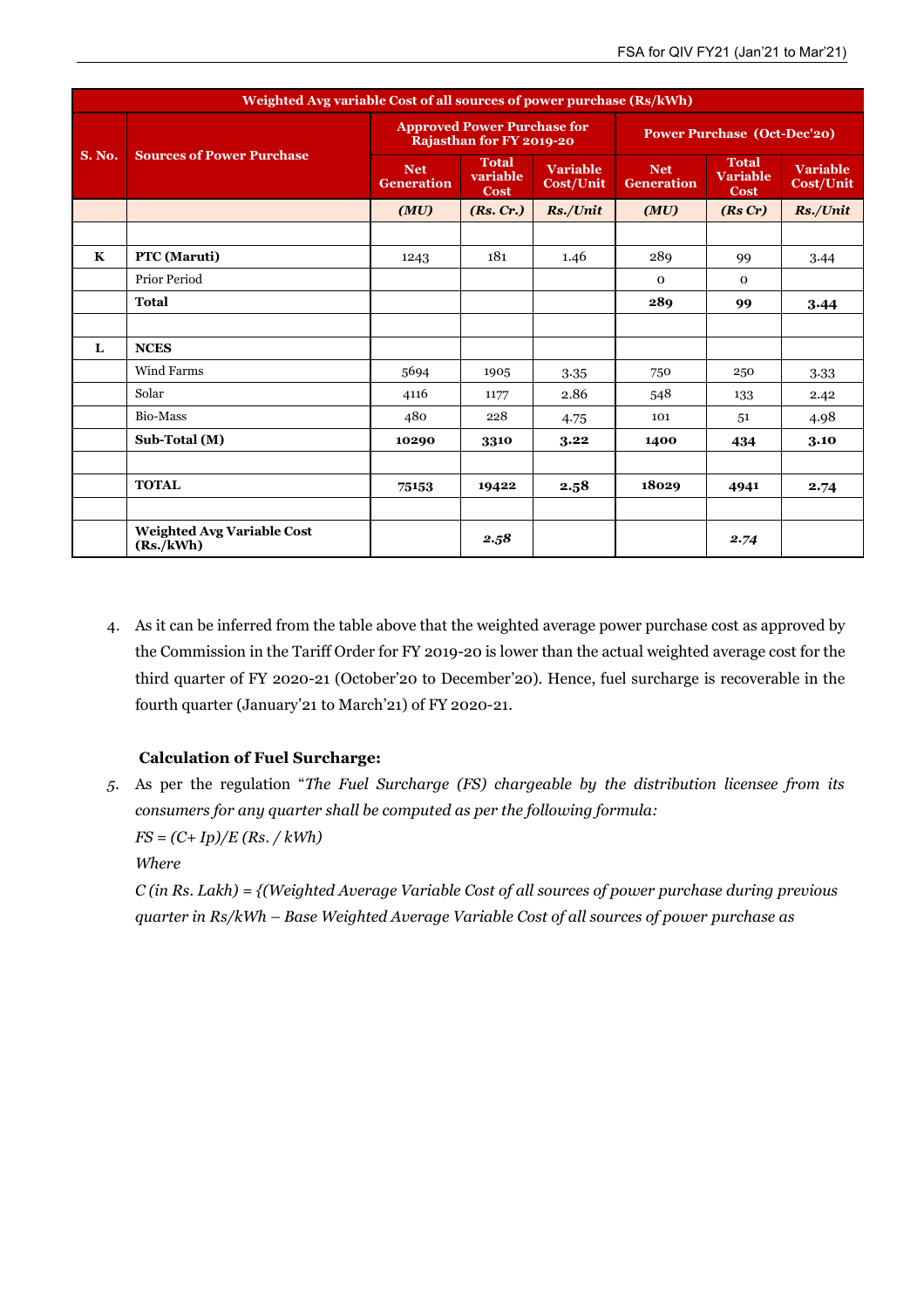| Weighted Avg variable Cost of all sources of power purchase (Rs/kWh) | | | | | | | |
|---|---|---|---|---|---|---|---|
| **S. No.** | **Sources of Power Purchase** | **Approved Power Purchase for Rajasthan for FY 2019-20** | | | **Power Purchase (Oct-Dec'20)** | | |
| | | **Net Generation** | **Total variable Cost** | **Variable Cost/Unit** | **Net Generation** | **Total Variable Cost** | **Variable Cost/Unit** |
| | | ***(MU)*** | ***(Rs. Cr.)*** | ***Rs./Unit*** | ***(MU)*** | ***(Rs Cr)*** | ***Rs./Unit*** |
| | | | | | | | |
| **K** | **PTC (Maruti)** | 1243 | 181 | 1.46 | 289 | 99 | 3.44 |
| | Prior Period | | | | 0 | 0 | |
| | **Total** | | | | **289** | **99** | **3.44** |
| | | | | | | | |
| **L** | **NCES** | | | | | | |
| | Wind Farms | 5694 | 1905 | 3.35 | 750 | 250 | 3.33 |
| | Solar | 4116 | 1177 | 2.86 | 548 | 133 | 2.42 |
| | Bio-Mass | 480 | 228 | 4.75 | 101 | 51 | 4.98 |
| | **Sub-Total (M)** | **10290** | **3310** | **3.22** | **1400** | **434** | **3.10** |
| | | | | | | | |
| | **TOTAL** | **75153** | **19422** | **2.58** | **18029** | **4941** | **2.74** |
| | | | | | | | |
| | **Weighted Avg Variable Cost (Rs./kWh)** | | ***2.58*** | | | ***2.74*** | |

4. As it can be inferred from the table above that the weighted average power purchase cost as approved by the Commission in the Tariff Order for FY 2019-20 is lower than the actual weighted average cost for the third quarter of FY 2020-21 (October'20 to December'20). Hence, fuel surcharge is recoverable in the fourth quarter (January'21 to March'21) of FY 2020-21.

**Calculation of Fuel Surcharge:**

5. As per the regulation "*The Fuel Surcharge (FS) chargeable by the distribution licensee from its consumers for any quarter shall be computed as per the following formula:*

   *FS = (C+ Ip)/E (Rs. / kWh)*

   *Where*

   *C (in Rs. Lakh) = {(Weighted Average Variable Cost of all sources of power purchase during previous quarter in Rs/kWh – Base Weighted Average Variable Cost of all sources of power purchase as*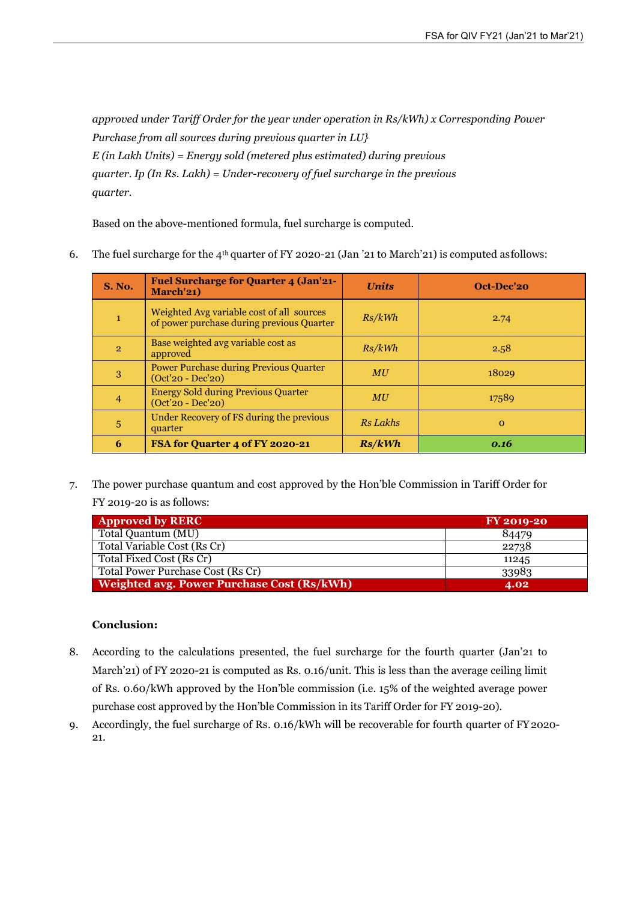*approved under Tariff Order for the year under operation in Rs/kWh) x Corresponding Power Purchase from all sources during previous quarter in LU}*
*E (in Lakh Units) = Energy sold (metered plus estimated) during previous quarter. Ip (In Rs. Lakh) = Under-recovery of fuel surcharge in the previous quarter.*

Based on the above-mentioned formula, fuel surcharge is computed.

6. The fuel surcharge for the 4th quarter of FY 2020-21 (Jan '21 to March'21) is computed as follows:

| S. No. | Fuel Surcharge for Quarter 4 (Jan'21-March'21) | *Units* | Oct-Dec'20 |
|---|---|---|---|
| 1 | Weighted Avg variable cost of all sources of power purchase during previous Quarter | *Rs/kWh* | 2.74 |
| 2 | Base weighted avg variable cost as approved | *Rs/kWh* | 2.58 |
| 3 | Power Purchase during Previous Quarter (Oct'20 - Dec'20) | *MU* | 18029 |
| 4 | Energy Sold during Previous Quarter (Oct'20 - Dec'20) | *MU* | 17589 |
| 5 | Under Recovery of FS during the previous quarter | *Rs Lakhs* | 0 |
| **6** | **FSA for Quarter 4 of FY 2020-21** | ***Rs/kWh*** | ***0.16*** |

7. The power purchase quantum and cost approved by the Hon'ble Commission in Tariff Order for FY 2019-20 is as follows:

| Approved by RERC | FY 2019-20 |
|---|---|
| Total Quantum (MU) | 84479 |
| Total Variable Cost (Rs Cr) | 22738 |
| Total Fixed Cost (Rs Cr) | 11245 |
| Total Power Purchase Cost (Rs Cr) | 33983 |
| **Weighted avg. Power Purchase Cost (Rs/kWh)** | **4.02** |

**Conclusion:**

8. According to the calculations presented, the fuel surcharge for the fourth quarter (Jan'21 to March'21) of FY 2020-21 is computed as Rs. 0.16/unit. This is less than the average ceiling limit of Rs. 0.60/kWh approved by the Hon'ble commission (i.e. 15% of the weighted average power purchase cost approved by the Hon'ble Commission in its Tariff Order for FY 2019-20).
9. Accordingly, the fuel surcharge of Rs. 0.16/kWh will be recoverable for fourth quarter of FY 2020-21.